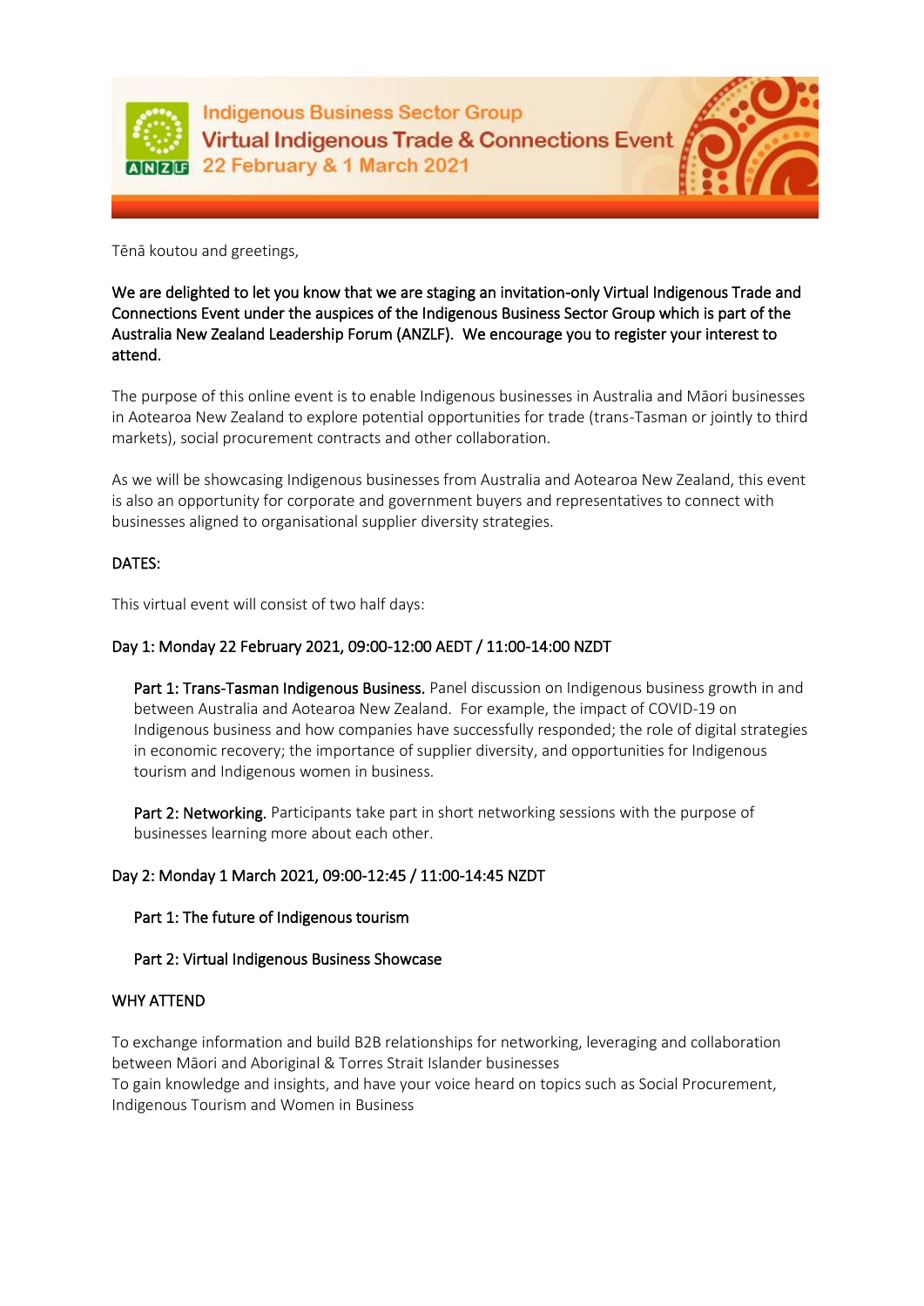**Indigenous Business Sector Group**
**Virtual Indigenous Trade & Connections Event**
**22 February & 1 March 2021**

Tēnā koutou and greetings,

We are delighted to let you know that we are staging an invitation-only Virtual Indigenous Trade and Connections Event under the auspices of the Indigenous Business Sector Group which is part of the Australia New Zealand Leadership Forum (ANZLF). We encourage you to register your interest to attend.

The purpose of this online event is to enable Indigenous businesses in Australia and Māori businesses in Aotearoa New Zealand to explore potential opportunities for trade (trans-Tasman or jointly to third markets), social procurement contracts and other collaboration.

As we will be showcasing Indigenous businesses from Australia and Aotearoa New Zealand, this event is also an opportunity for corporate and government buyers and representatives to connect with businesses aligned to organisational supplier diversity strategies.

## DATES:

This virtual event will consist of two half days:

### Day 1: Monday 22 February 2021, 09:00-12:00 AEDT / 11:00-14:00 NZDT

> **Part 1: Trans-Tasman Indigenous Business.** Panel discussion on Indigenous business growth in and between Australia and Aotearoa New Zealand. For example, the impact of COVID-19 on Indigenous business and how companies have successfully responded; the role of digital strategies in economic recovery; the importance of supplier diversity, and opportunities for Indigenous tourism and Indigenous women in business.
>
> **Part 2: Networking.** Participants take part in short networking sessions with the purpose of businesses learning more about each other.

### Day 2: Monday 1 March 2021, 09:00-12:45 / 11:00-14:45 NZDT

> **Part 1: The future of Indigenous tourism**
>
> **Part 2: Virtual Indigenous Business Showcase**

## WHY ATTEND

To exchange information and build B2B relationships for networking, leveraging and collaboration between Māori and Aboriginal & Torres Strait Islander businesses
To gain knowledge and insights, and have your voice heard on topics such as Social Procurement, Indigenous Tourism and Women in Business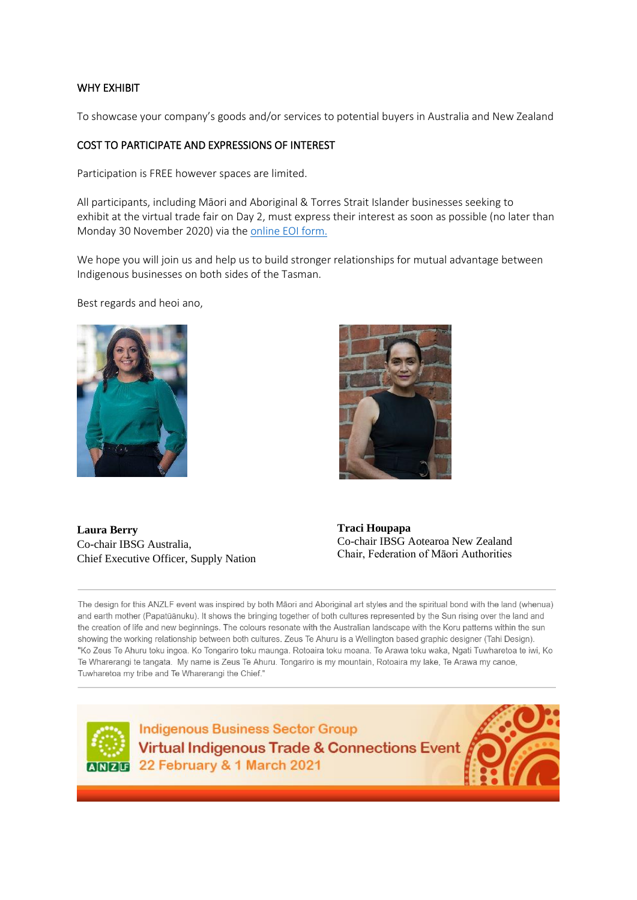## WHY EXHIBIT

To showcase your company's goods and/or services to potential buyers in Australia and New Zealand

## COST TO PARTICIPATE AND EXPRESSIONS OF INTEREST

Participation is FREE however spaces are limited.

All participants, including Māori and Aboriginal & Torres Strait Islander businesses seeking to exhibit at the virtual trade fair on Day 2, must express their interest as soon as possible (no later than Monday 30 November 2020) via the online EOI form.

We hope you will join us and help us to build stronger relationships for mutual advantage between Indigenous businesses on both sides of the Tasman.

Best regards and heoi ano,

**Laura Berry**
Co-chair IBSG Australia,
Chief Executive Officer, Supply Nation

**Traci Houpapa**
Co-chair IBSG Aotearoa New Zealand
Chair, Federation of Māori Authorities

---

The design for this ANZLF event was inspired by both Māori and Aboriginal art styles and the spiritual bond with the land (whenua) and earth mother (Papatūānuku). It shows the bringing together of both cultures represented by the Sun rising over the land and the creation of life and new beginnings. The colours resonate with the Australian landscape with the Koru patterns within the sun showing the working relationship between both cultures. Zeus Te Ahuru is a Wellington based graphic designer (Tahi Design). "Ko Zeus Te Ahuru toku ingoa. Ko Tongariro toku maunga. Rotoaira toku moana. Te Arawa toku waka, Ngati Tuwharetoa te iwi, Ko Te Wharerangi te tangata. My name is Zeus Te Ahuru. Tongariro is my mountain, Rotoaira my lake, Te Arawa my canoe, Tuwharetoa my tribe and Te Wharerangi the Chief."

---

ANZLF

Indigenous Business Sector Group
Virtual Indigenous Trade & Connections Event
22 February & 1 March 2021